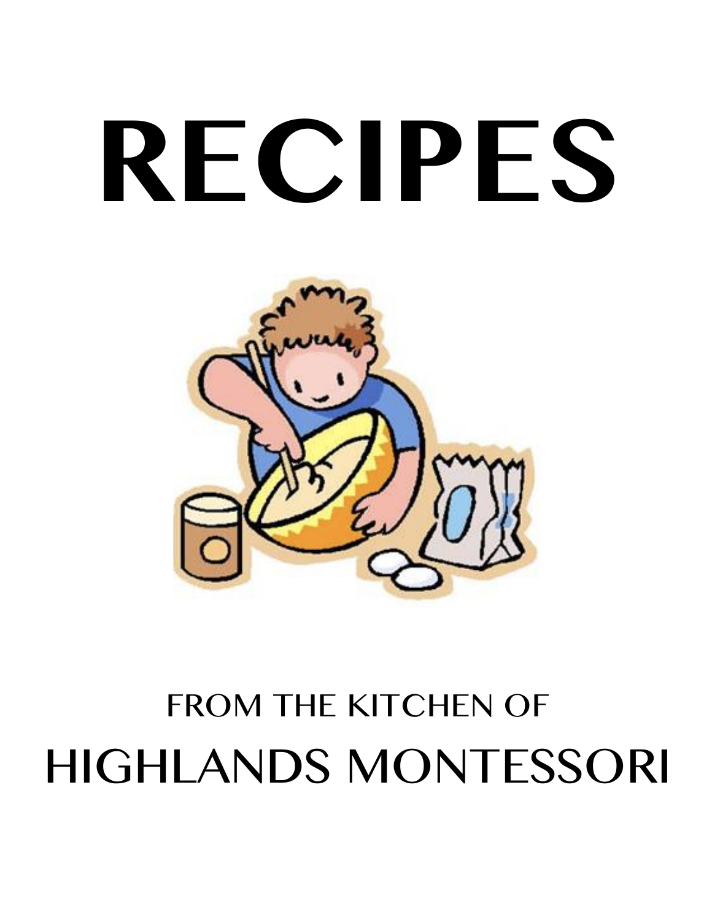# RECIPES

FROM THE KITCHEN OF

HIGHLANDS MONTESSORI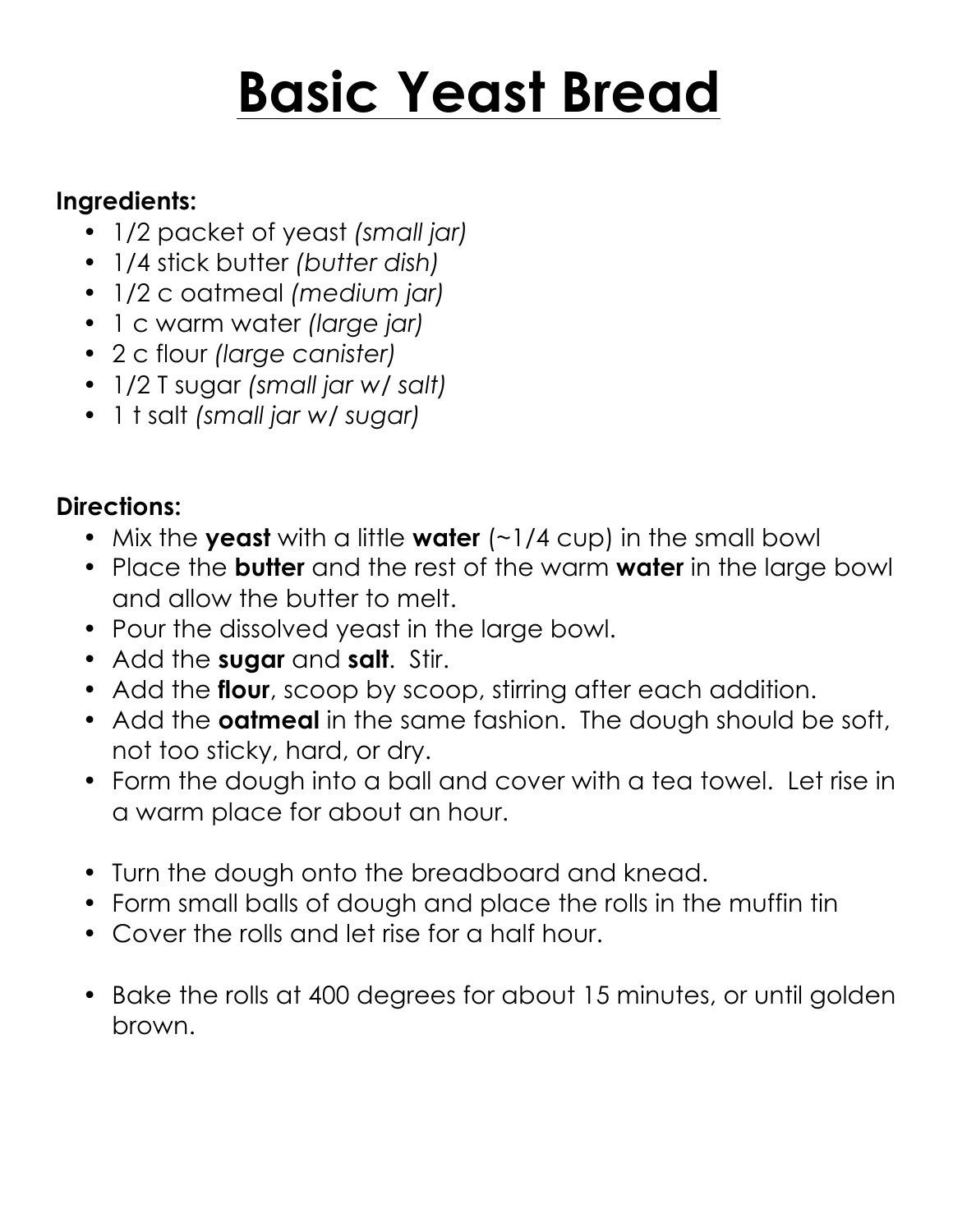# Basic Yeast Bread

**Ingredients:**

- 1/2 packet of yeast *(small jar)*
- 1/4 stick butter *(butter dish)*
- 1/2 c oatmeal *(medium jar)*
- 1 c warm water *(large jar)*
- 2 c flour *(large canister)*
- 1/2 T sugar *(small jar w/ salt)*
- 1 t salt *(small jar w/ sugar)*

**Directions:**

- Mix the **yeast** with a little **water** (~1/4 cup) in the small bowl
- Place the **butter** and the rest of the warm **water** in the large bowl and allow the butter to melt.
- Pour the dissolved yeast in the large bowl.
- Add the **sugar** and **salt**. Stir.
- Add the **flour**, scoop by scoop, stirring after each addition.
- Add the **oatmeal** in the same fashion. The dough should be soft, not too sticky, hard, or dry.
- Form the dough into a ball and cover with a tea towel. Let rise in a warm place for about an hour.

- Turn the dough onto the breadboard and knead.
- Form small balls of dough and place the rolls in the muffin tin
- Cover the rolls and let rise for a half hour.

- Bake the rolls at 400 degrees for about 15 minutes, or until golden brown.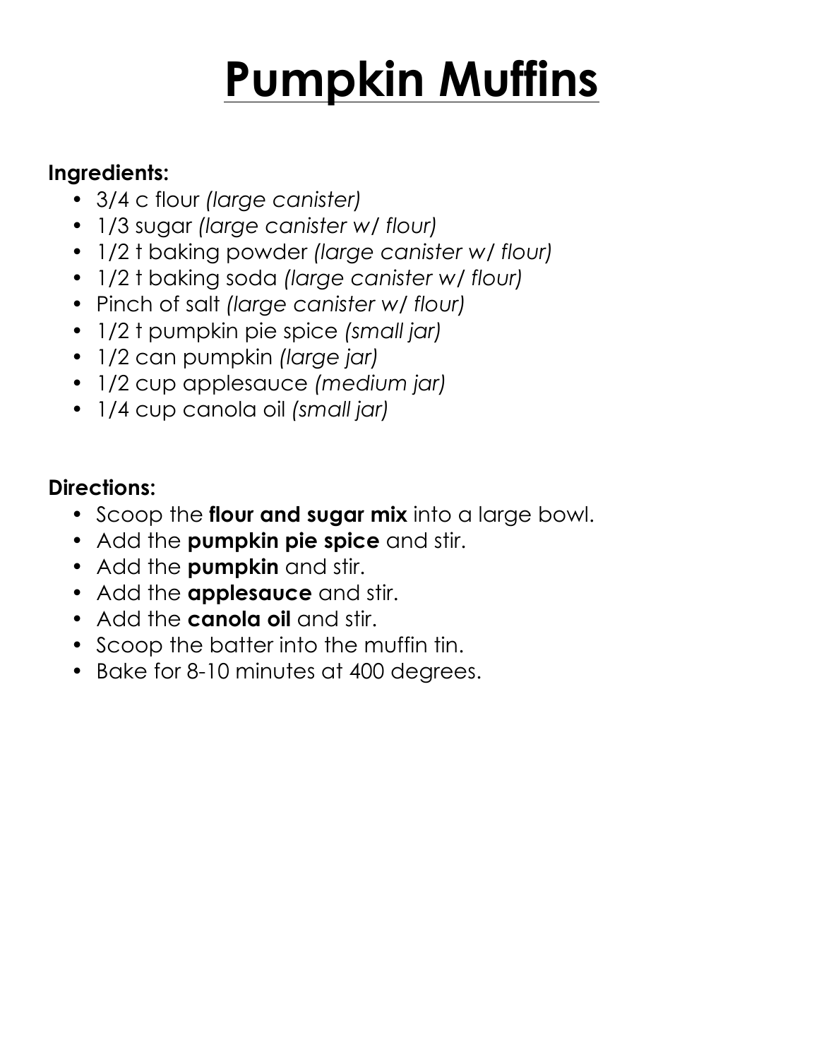# Pumpkin Muffins

**Ingredients:**

- 3/4 c flour *(large canister)*
- 1/3 sugar *(large canister w/ flour)*
- 1/2 t baking powder *(large canister w/ flour)*
- 1/2 t baking soda *(large canister w/ flour)*
- Pinch of salt *(large canister w/ flour)*
- 1/2 t pumpkin pie spice *(small jar)*
- 1/2 can pumpkin *(large jar)*
- 1/2 cup applesauce *(medium jar)*
- 1/4 cup canola oil *(small jar)*

**Directions:**

- Scoop the **flour and sugar mix** into a large bowl.
- Add the **pumpkin pie spice** and stir.
- Add the **pumpkin** and stir.
- Add the **applesauce** and stir.
- Add the **canola oil** and stir.
- Scoop the batter into the muffin tin.
- Bake for 8-10 minutes at 400 degrees.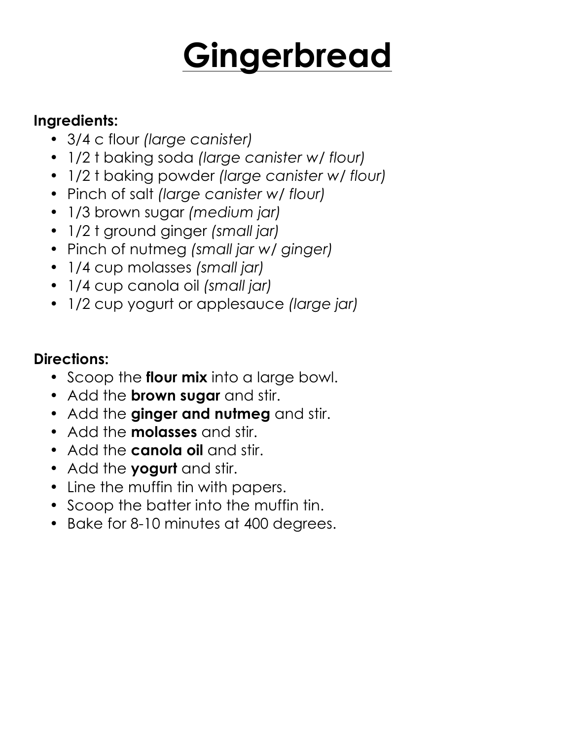# Gingerbread

**Ingredients:**

- 3/4 c flour *(large canister)*
- 1/2 t baking soda *(large canister w/ flour)*
- 1/2 t baking powder *(large canister w/ flour)*
- Pinch of salt *(large canister w/ flour)*
- 1/3 brown sugar *(medium jar)*
- 1/2 t ground ginger *(small jar)*
- Pinch of nutmeg *(small jar w/ ginger)*
- 1/4 cup molasses *(small jar)*
- 1/4 cup canola oil *(small jar)*
- 1/2 cup yogurt or applesauce *(large jar)*

**Directions:**

- Scoop the **flour mix** into a large bowl.
- Add the **brown sugar** and stir.
- Add the **ginger and nutmeg** and stir.
- Add the **molasses** and stir.
- Add the **canola oil** and stir.
- Add the **yogurt** and stir.
- Line the muffin tin with papers.
- Scoop the batter into the muffin tin.
- Bake for 8-10 minutes at 400 degrees.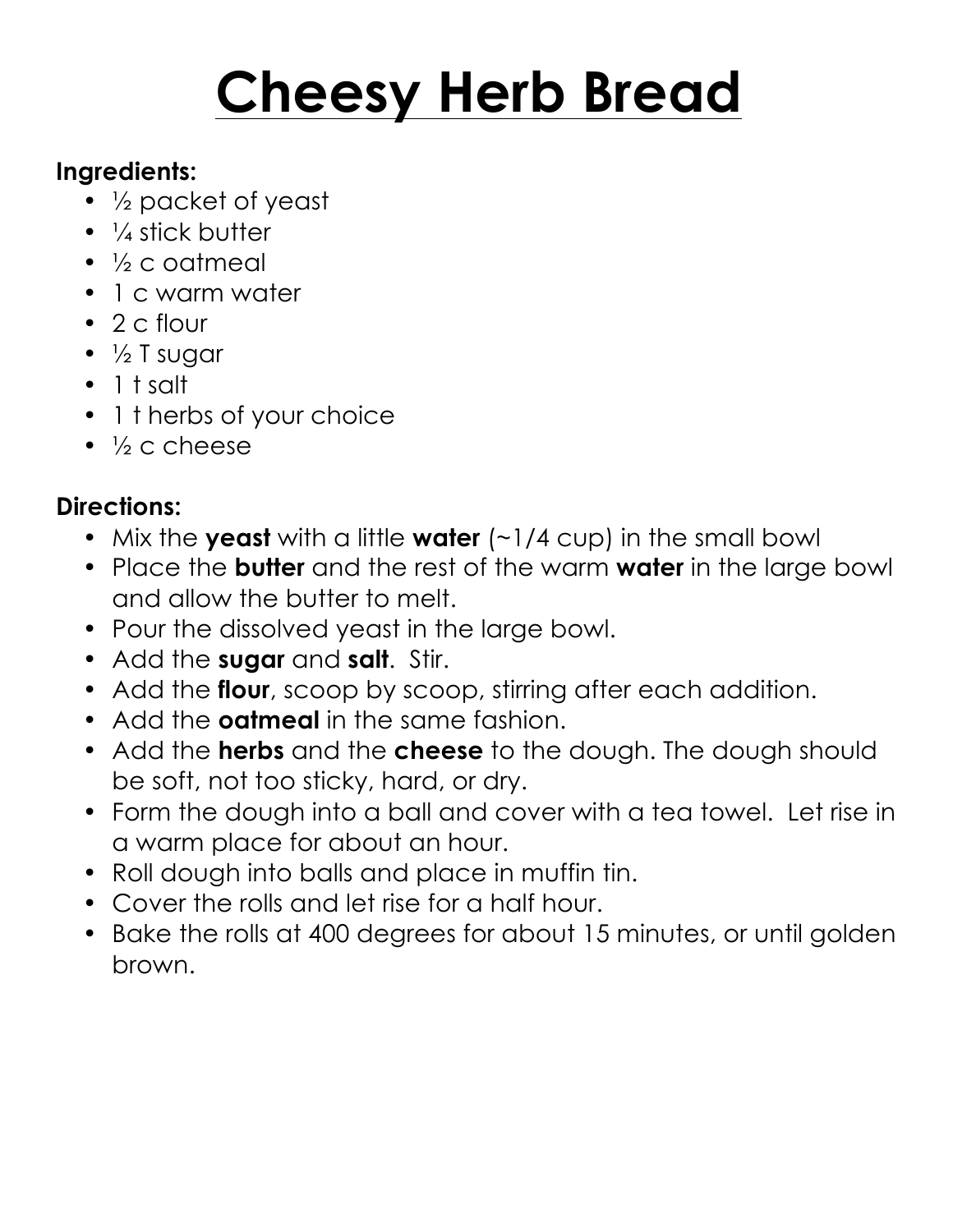# Cheesy Herb Bread

**Ingredients:**

- ½ packet of yeast
- ¼ stick butter
- ½ c oatmeal
- 1 c warm water
- 2 c flour
- ½ T sugar
- 1 t salt
- 1 t herbs of your choice
- ½ c cheese

**Directions:**

- Mix the **yeast** with a little **water** (~1/4 cup) in the small bowl
- Place the **butter** and the rest of the warm **water** in the large bowl and allow the butter to melt.
- Pour the dissolved yeast in the large bowl.
- Add the **sugar** and **salt**. Stir.
- Add the **flour**, scoop by scoop, stirring after each addition.
- Add the **oatmeal** in the same fashion.
- Add the **herbs** and the **cheese** to the dough. The dough should be soft, not too sticky, hard, or dry.
- Form the dough into a ball and cover with a tea towel. Let rise in a warm place for about an hour.
- Roll dough into balls and place in muffin tin.
- Cover the rolls and let rise for a half hour.
- Bake the rolls at 400 degrees for about 15 minutes, or until golden brown.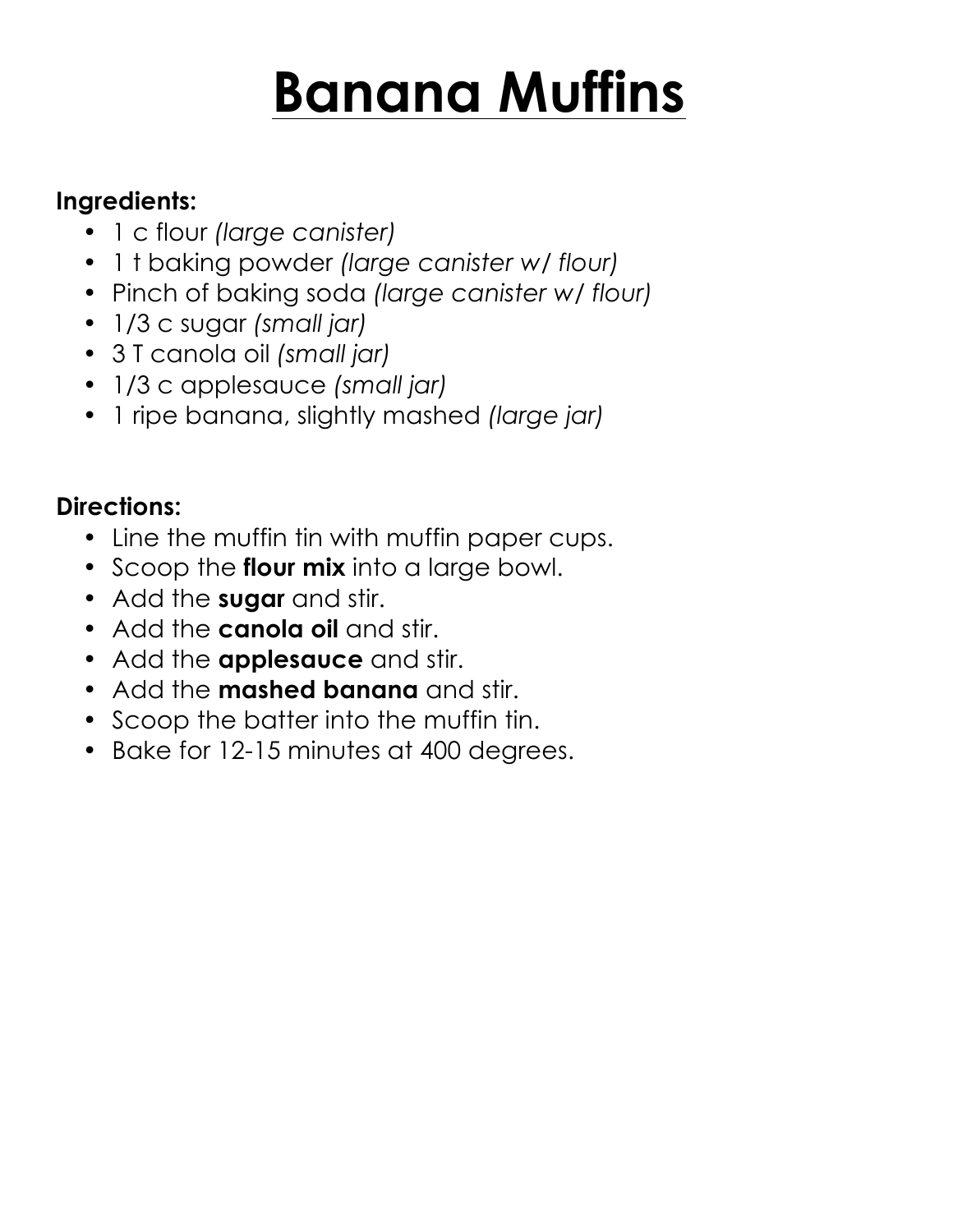# Banana Muffins

**Ingredients:**

- 1 c flour *(large canister)*
- 1 t baking powder *(large canister w/ flour)*
- Pinch of baking soda *(large canister w/ flour)*
- 1/3 c sugar *(small jar)*
- 3 T canola oil *(small jar)*
- 1/3 c applesauce *(small jar)*
- 1 ripe banana, slightly mashed *(large jar)*

**Directions:**

- Line the muffin tin with muffin paper cups.
- Scoop the **flour mix** into a large bowl.
- Add the **sugar** and stir.
- Add the **canola oil** and stir.
- Add the **applesauce** and stir.
- Add the **mashed banana** and stir.
- Scoop the batter into the muffin tin.
- Bake for 12-15 minutes at 400 degrees.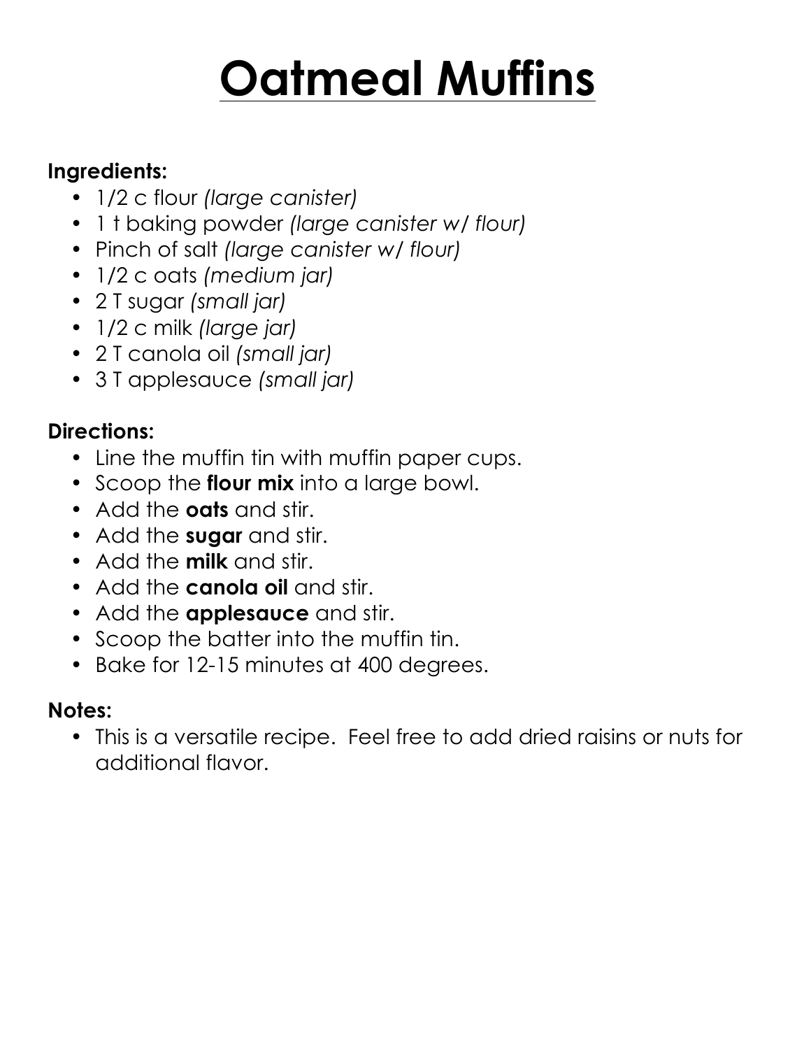# Oatmeal Muffins

**Ingredients:**

- 1/2 c flour *(large canister)*
- 1 t baking powder *(large canister w/ flour)*
- Pinch of salt *(large canister w/ flour)*
- 1/2 c oats *(medium jar)*
- 2 T sugar *(small jar)*
- 1/2 c milk *(large jar)*
- 2 T canola oil *(small jar)*
- 3 T applesauce *(small jar)*

**Directions:**

- Line the muffin tin with muffin paper cups.
- Scoop the **flour mix** into a large bowl.
- Add the **oats** and stir.
- Add the **sugar** and stir.
- Add the **milk** and stir.
- Add the **canola oil** and stir.
- Add the **applesauce** and stir.
- Scoop the batter into the muffin tin.
- Bake for 12-15 minutes at 400 degrees.

**Notes:**

- This is a versatile recipe. Feel free to add dried raisins or nuts for additional flavor.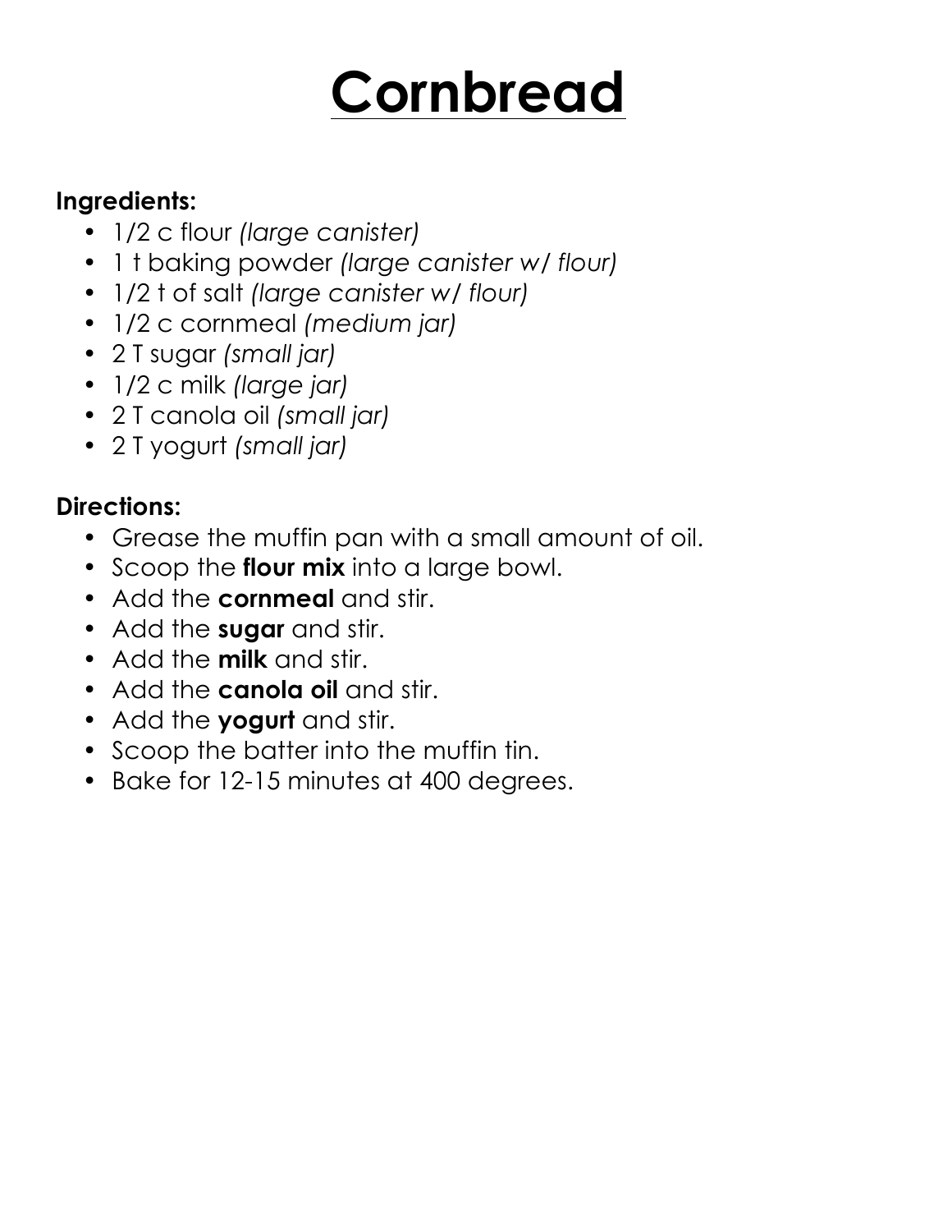# Cornbread

**Ingredients:**

- 1/2 c flour *(large canister)*
- 1 t baking powder *(large canister w/ flour)*
- 1/2 t of salt *(large canister w/ flour)*
- 1/2 c cornmeal *(medium jar)*
- 2 T sugar *(small jar)*
- 1/2 c milk *(large jar)*
- 2 T canola oil *(small jar)*
- 2 T yogurt *(small jar)*

**Directions:**

- Grease the muffin pan with a small amount of oil.
- Scoop the **flour mix** into a large bowl.
- Add the **cornmeal** and stir.
- Add the **sugar** and stir.
- Add the **milk** and stir.
- Add the **canola oil** and stir.
- Add the **yogurt** and stir.
- Scoop the batter into the muffin tin.
- Bake for 12-15 minutes at 400 degrees.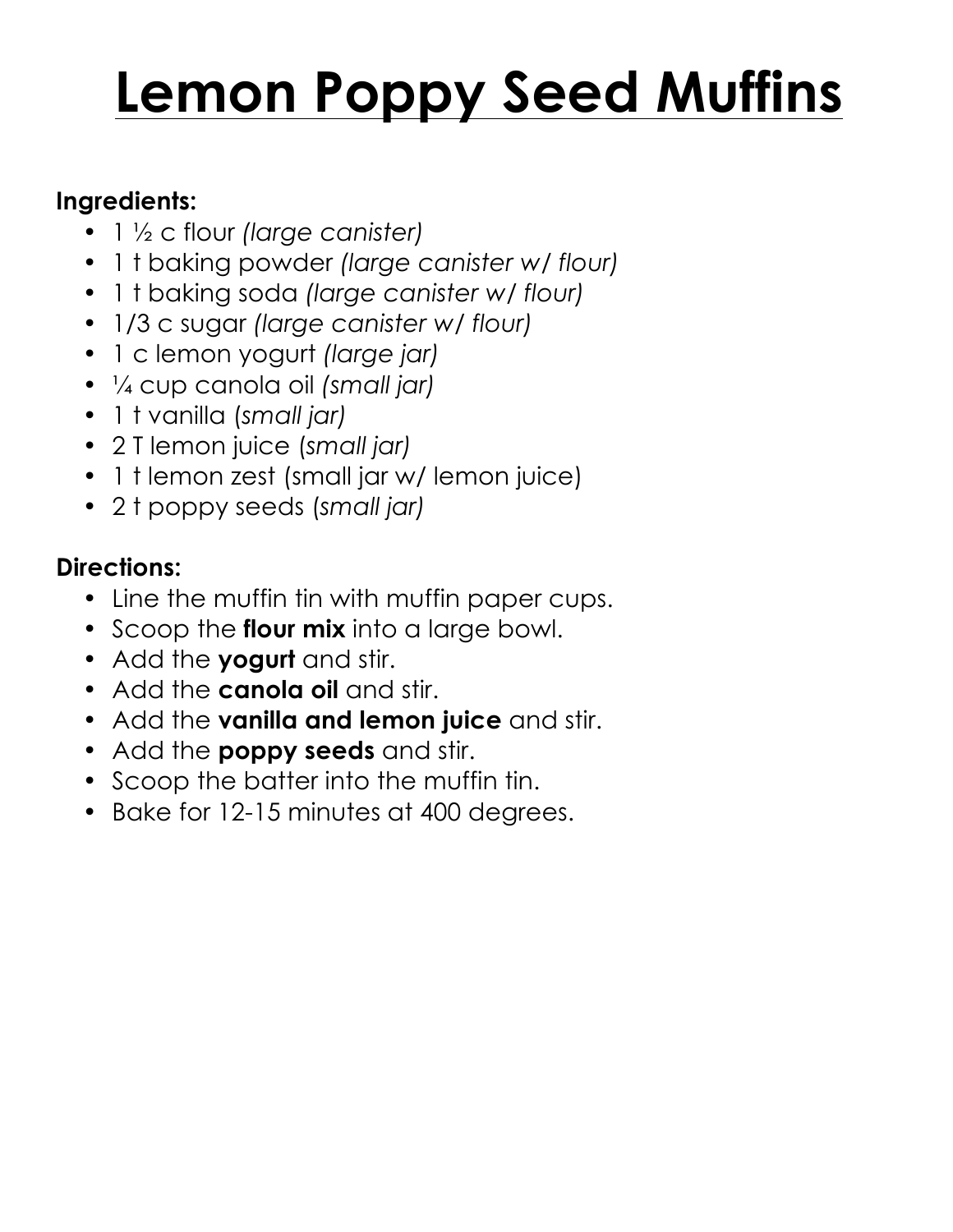# Lemon Poppy Seed Muffins

**Ingredients:**

- 1 ½ c flour *(large canister)*
- 1 t baking powder *(large canister w/ flour)*
- 1 t baking soda *(large canister w/ flour)*
- 1/3 c sugar *(large canister w/ flour)*
- 1 c lemon yogurt *(large jar)*
- ¼ cup canola oil *(small jar)*
- 1 t vanilla (*small jar)*
- 2 T lemon juice (*small jar)*
- 1 t lemon zest (small jar w/ lemon juice)
- 2 t poppy seeds (*small jar)*

**Directions:**

- Line the muffin tin with muffin paper cups.
- Scoop the **flour mix** into a large bowl.
- Add the **yogurt** and stir.
- Add the **canola oil** and stir.
- Add the **vanilla and lemon juice** and stir.
- Add the **poppy seeds** and stir.
- Scoop the batter into the muffin tin.
- Bake for 12-15 minutes at 400 degrees.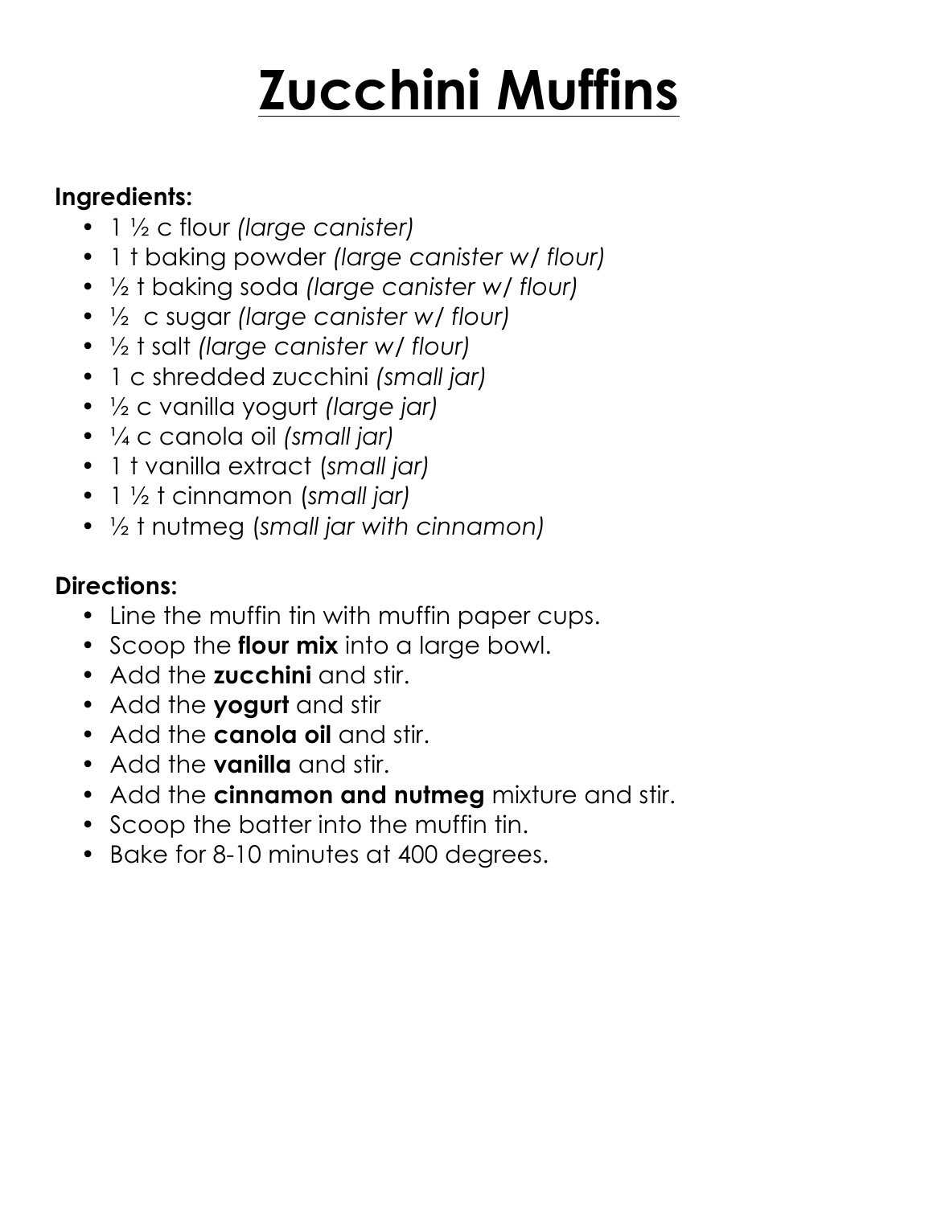# Zucchini Muffins

**Ingredients:**

- 1 ½ c flour *(large canister)*
- 1 t baking powder *(large canister w/ flour)*
- ½ t baking soda *(large canister w/ flour)*
- ½  c sugar *(large canister w/ flour)*
- ½ t salt *(large canister w/ flour)*
- 1 c shredded zucchini *(small jar)*
- ½ c vanilla yogurt *(large jar)*
- ¼ c canola oil *(small jar)*
- 1 t vanilla extract (*small jar)*
- 1 ½ t cinnamon (*small jar)*
- ½ t nutmeg (*small jar with cinnamon)*

**Directions:**

- Line the muffin tin with muffin paper cups.
- Scoop the **flour mix** into a large bowl.
- Add the **zucchini** and stir.
- Add the **yogurt** and stir
- Add the **canola oil** and stir.
- Add the **vanilla** and stir.
- Add the **cinnamon and nutmeg** mixture and stir.
- Scoop the batter into the muffin tin.
- Bake for 8-10 minutes at 400 degrees.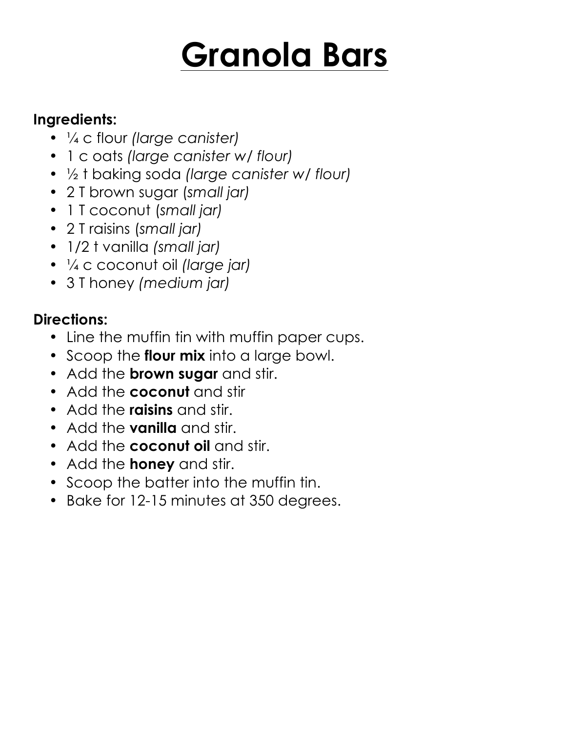# Granola Bars

**Ingredients:**

- ¼ c flour *(large canister)*
- 1 c oats *(large canister w/ flour)*
- ½ t baking soda *(large canister w/ flour)*
- 2 T brown sugar (*small jar)*
- 1 T coconut (*small jar)*
- 2 T raisins (*small jar)*
- 1/2 t vanilla *(small jar)*
- ¼ c coconut oil *(large jar)*
- 3 T honey *(medium jar)*

**Directions:**

- Line the muffin tin with muffin paper cups.
- Scoop the **flour mix** into a large bowl.
- Add the **brown sugar** and stir.
- Add the **coconut** and stir
- Add the **raisins** and stir.
- Add the **vanilla** and stir.
- Add the **coconut oil** and stir.
- Add the **honey** and stir.
- Scoop the batter into the muffin tin.
- Bake for 12-15 minutes at 350 degrees.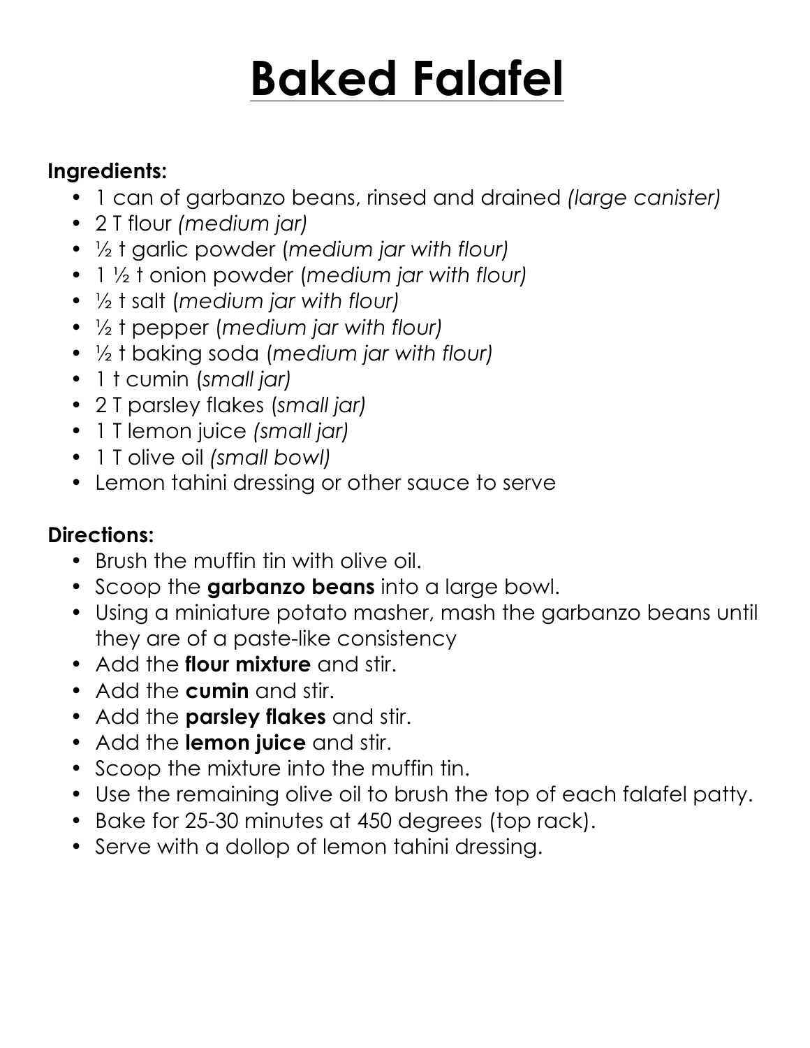# Baked Falafel

**Ingredients:**

- 1 can of garbanzo beans, rinsed and drained *(large canister)*
- 2 T flour *(medium jar)*
- ½ t garlic powder (*medium jar with flour)*
- 1 ½ t onion powder (*medium jar with flour)*
- ½ t salt (*medium jar with flour)*
- ½ t pepper (*medium jar with flour)*
- ½ t baking soda (*medium jar with flour)*
- 1 t cumin (*small jar)*
- 2 T parsley flakes (*small jar)*
- 1 T lemon juice *(small jar)*
- 1 T olive oil *(small bowl)*
- Lemon tahini dressing or other sauce to serve

**Directions:**

- Brush the muffin tin with olive oil.
- Scoop the **garbanzo beans** into a large bowl.
- Using a miniature potato masher, mash the garbanzo beans until they are of a paste-like consistency
- Add the **flour mixture** and stir.
- Add the **cumin** and stir.
- Add the **parsley flakes** and stir.
- Add the **lemon juice** and stir.
- Scoop the mixture into the muffin tin.
- Use the remaining olive oil to brush the top of each falafel patty.
- Bake for 25-30 minutes at 450 degrees (top rack).
- Serve with a dollop of lemon tahini dressing.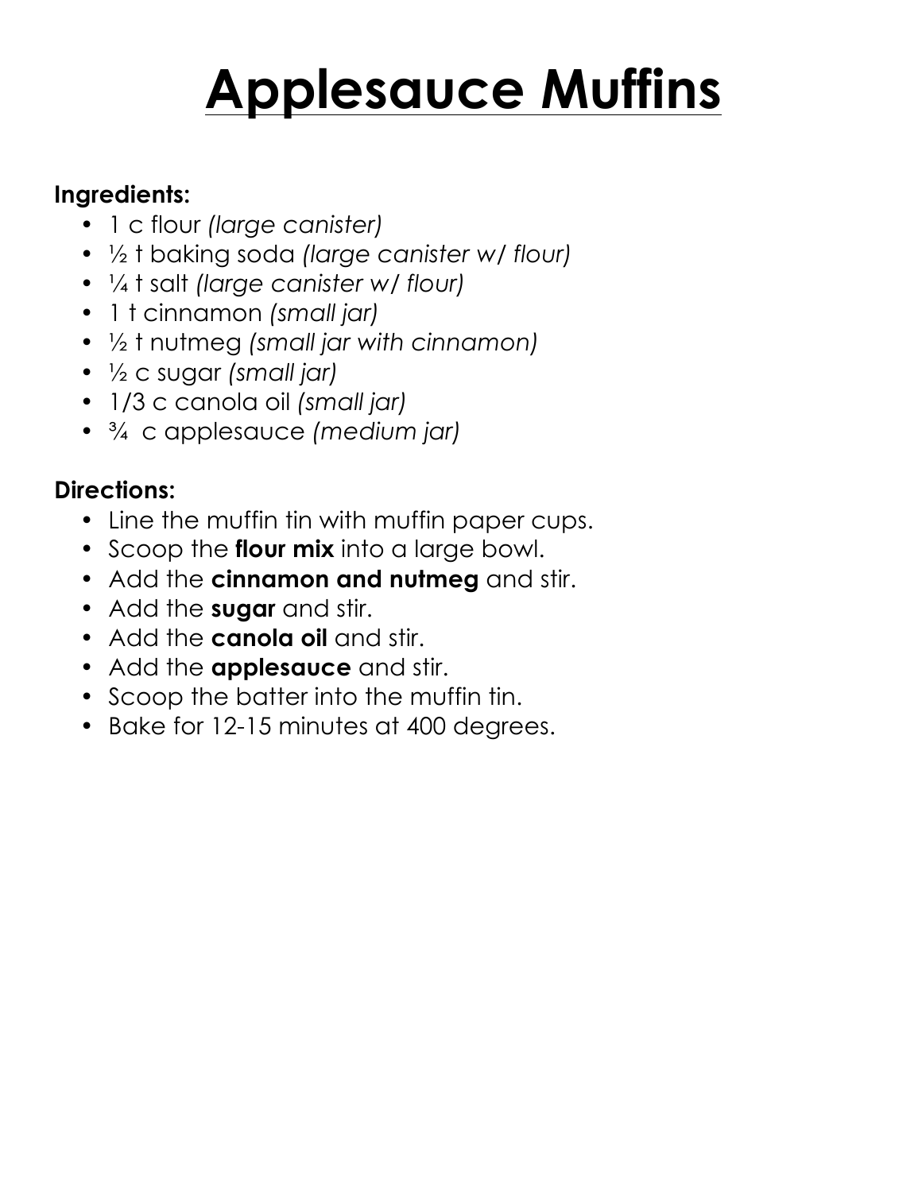# Applesauce Muffins

**Ingredients:**

- 1 c flour *(large canister)*
- ½ t baking soda *(large canister w/ flour)*
- ¼ t salt *(large canister w/ flour)*
- 1 t cinnamon *(small jar)*
- ½ t nutmeg *(small jar with cinnamon)*
- ½ c sugar *(small jar)*
- 1/3 c canola oil *(small jar)*
- ¾ c applesauce *(medium jar)*

**Directions:**

- Line the muffin tin with muffin paper cups.
- Scoop the **flour mix** into a large bowl.
- Add the **cinnamon and nutmeg** and stir.
- Add the **sugar** and stir.
- Add the **canola oil** and stir.
- Add the **applesauce** and stir.
- Scoop the batter into the muffin tin.
- Bake for 12-15 minutes at 400 degrees.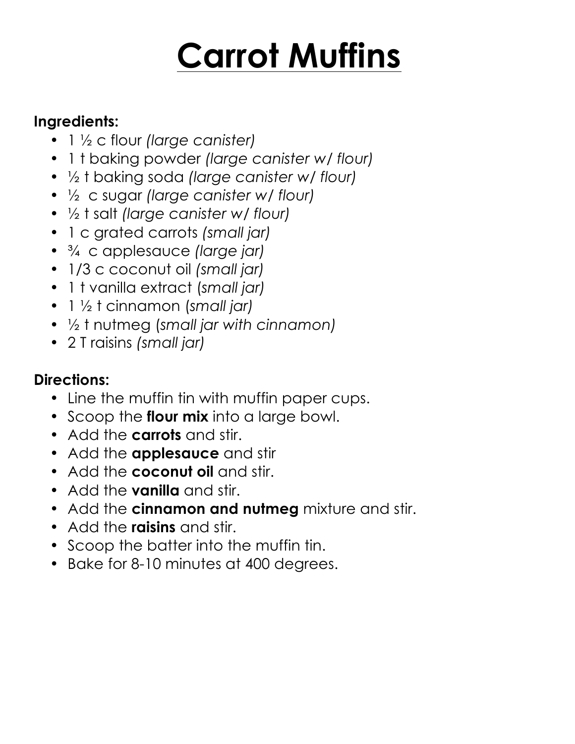# Carrot Muffins

**Ingredients:**

- 1 ½ c flour *(large canister)*
- 1 t baking powder *(large canister w/ flour)*
- ½ t baking soda *(large canister w/ flour)*
- ½ c sugar *(large canister w/ flour)*
- ½ t salt *(large canister w/ flour)*
- 1 c grated carrots *(small jar)*
- ¾ c applesauce *(large jar)*
- 1/3 c coconut oil *(small jar)*
- 1 t vanilla extract (*small jar)*
- 1 ½ t cinnamon (*small jar)*
- ½ t nutmeg (*small jar with cinnamon)*
- 2 T raisins *(small jar)*

**Directions:**

- Line the muffin tin with muffin paper cups.
- Scoop the **flour mix** into a large bowl.
- Add the **carrots** and stir.
- Add the **applesauce** and stir
- Add the **coconut oil** and stir.
- Add the **vanilla** and stir.
- Add the **cinnamon and nutmeg** mixture and stir.
- Add the **raisins** and stir.
- Scoop the batter into the muffin tin.
- Bake for 8-10 minutes at 400 degrees.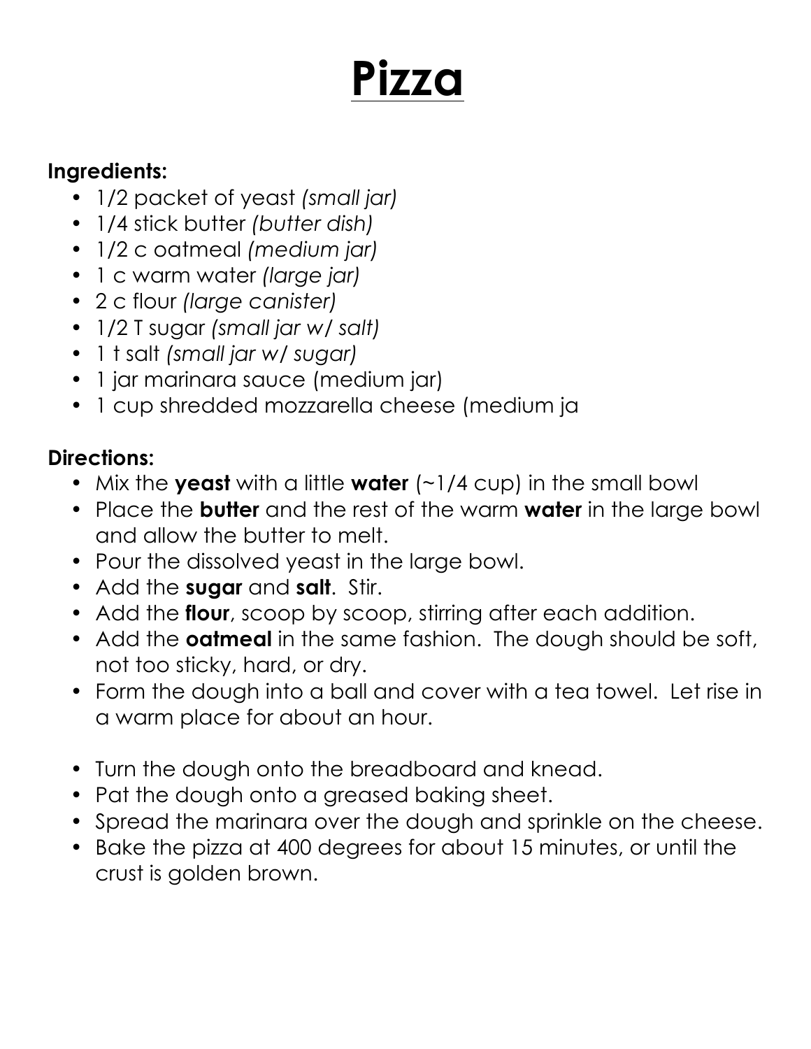# Pizza

**Ingredients:**

- 1/2 packet of yeast *(small jar)*
- 1/4 stick butter *(butter dish)*
- 1/2 c oatmeal *(medium jar)*
- 1 c warm water *(large jar)*
- 2 c flour *(large canister)*
- 1/2 T sugar *(small jar w/ salt)*
- 1 t salt *(small jar w/ sugar)*
- 1 jar marinara sauce (medium jar)
- 1 cup shredded mozzarella cheese (medium ja

**Directions:**

- Mix the **yeast** with a little **water** (~1/4 cup) in the small bowl
- Place the **butter** and the rest of the warm **water** in the large bowl and allow the butter to melt.
- Pour the dissolved yeast in the large bowl.
- Add the **sugar** and **salt**. Stir.
- Add the **flour**, scoop by scoop, stirring after each addition.
- Add the **oatmeal** in the same fashion. The dough should be soft, not too sticky, hard, or dry.
- Form the dough into a ball and cover with a tea towel. Let rise in a warm place for about an hour.

- Turn the dough onto the breadboard and knead.
- Pat the dough onto a greased baking sheet.
- Spread the marinara over the dough and sprinkle on the cheese.
- Bake the pizza at 400 degrees for about 15 minutes, or until the crust is golden brown.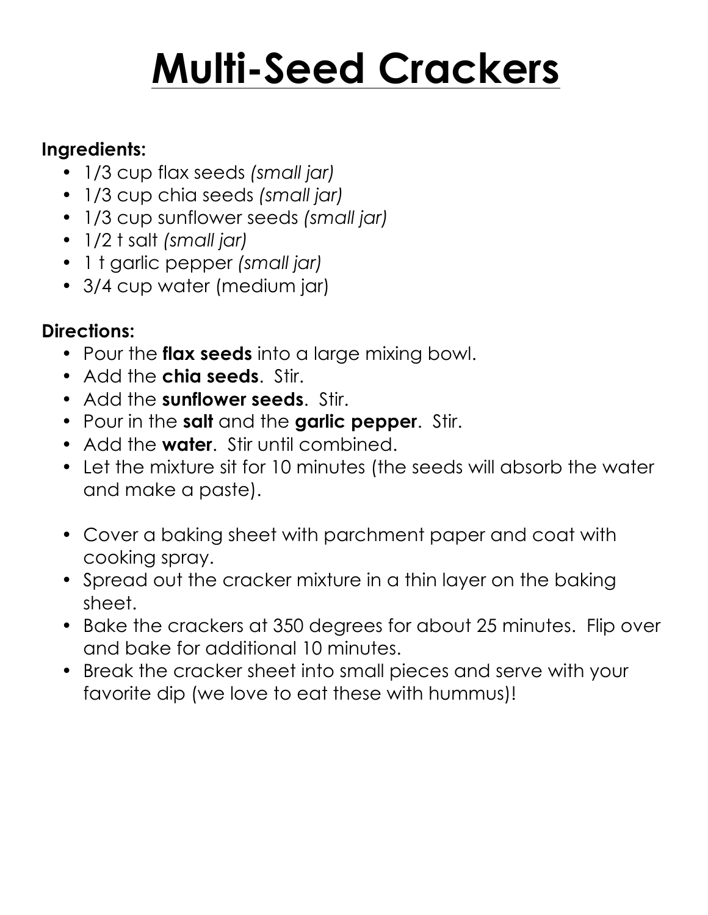# Multi-Seed Crackers

**Ingredients:**

- 1/3 cup flax seeds *(small jar)*
- 1/3 cup chia seeds *(small jar)*
- 1/3 cup sunflower seeds *(small jar)*
- 1/2 t salt *(small jar)*
- 1 t garlic pepper *(small jar)*
- 3/4 cup water (medium jar)

**Directions:**

- Pour the **flax seeds** into a large mixing bowl.
- Add the **chia seeds**. Stir.
- Add the **sunflower seeds**. Stir.
- Pour in the **salt** and the **garlic pepper**. Stir.
- Add the **water**. Stir until combined.
- Let the mixture sit for 10 minutes (the seeds will absorb the water and make a paste).

- Cover a baking sheet with parchment paper and coat with cooking spray.
- Spread out the cracker mixture in a thin layer on the baking sheet.
- Bake the crackers at 350 degrees for about 25 minutes. Flip over and bake for additional 10 minutes.
- Break the cracker sheet into small pieces and serve with your favorite dip (we love to eat these with hummus)!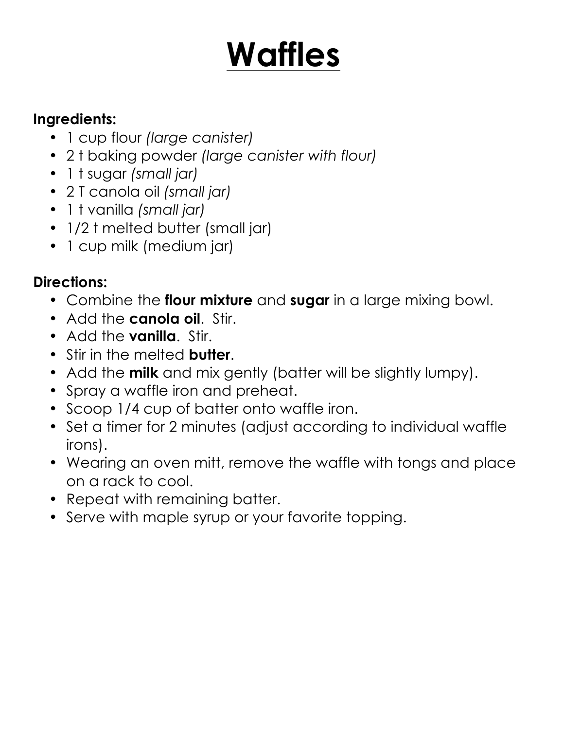# Waffles

**Ingredients:**

- 1 cup flour *(large canister)*
- 2 t baking powder *(large canister with flour)*
- 1 t sugar *(small jar)*
- 2 T canola oil *(small jar)*
- 1 t vanilla *(small jar)*
- 1/2 t melted butter (small jar)
- 1 cup milk (medium jar)

**Directions:**

- Combine the **flour mixture** and **sugar** in a large mixing bowl.
- Add the **canola oil**. Stir.
- Add the **vanilla**. Stir.
- Stir in the melted **butter**.
- Add the **milk** and mix gently (batter will be slightly lumpy).
- Spray a waffle iron and preheat.
- Scoop 1/4 cup of batter onto waffle iron.
- Set a timer for 2 minutes (adjust according to individual waffle irons).
- Wearing an oven mitt, remove the waffle with tongs and place on a rack to cool.
- Repeat with remaining batter.
- Serve with maple syrup or your favorite topping.